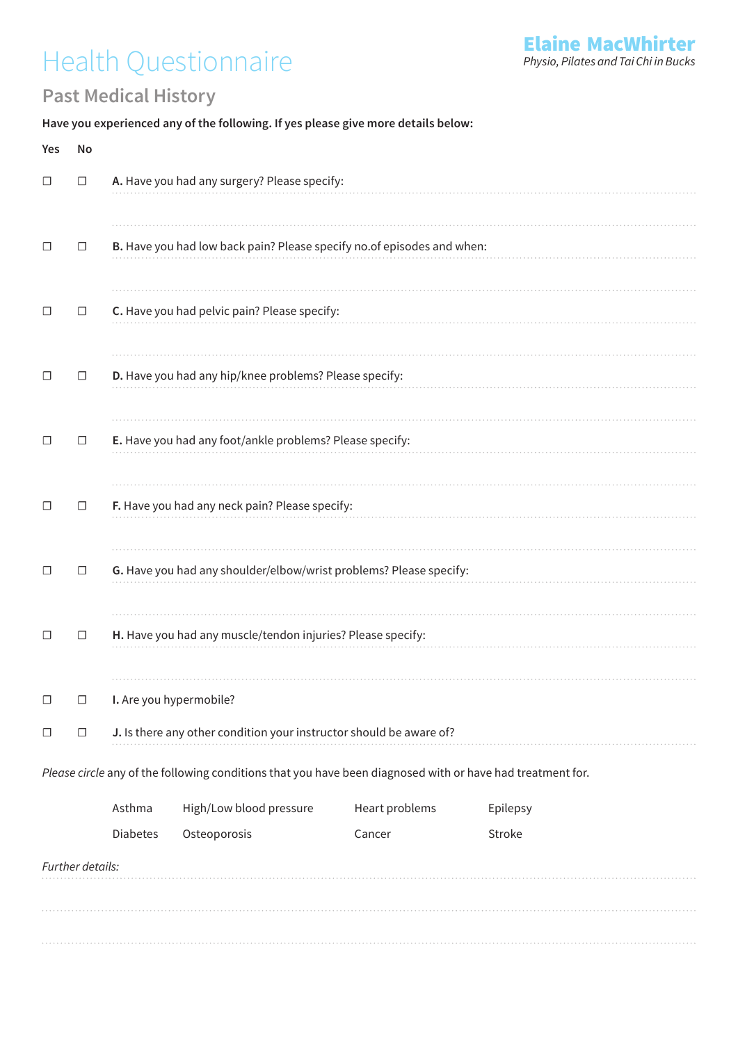# Health Questionnaire

**Elaine MacWhirter**
*Physio, Pilates and Tai Chi in Bucks*

## Past Medical History

**Have you experienced any of the following. If yes please give more details below:**

| Yes | No | |
|---|---|---|
| ☐ | ☐ | **A.** Have you had any surgery? Please specify: |
| ☐ | ☐ | **B.** Have you had low back pain? Please specify no.of episodes and when: |
| ☐ | ☐ | **C.** Have you had pelvic pain? Please specify: |
| ☐ | ☐ | **D.** Have you had any hip/knee problems? Please specify: |
| ☐ | ☐ | **E.** Have you had any foot/ankle problems? Please specify: |
| ☐ | ☐ | **F.** Have you had any neck pain? Please specify: |
| ☐ | ☐ | **G.** Have you had any shoulder/elbow/wrist problems? Please specify: |
| ☐ | ☐ | **H.** Have you had any muscle/tendon injuries? Please specify: |
| ☐ | ☐ | **I.** Are you hypermobile? |
| ☐ | ☐ | **J.** Is there any other condition your instructor should be aware of? |

*Please circle* any of the following conditions that you have been diagnosed with or have had treatment for.

| | | | |
|---|---|---|---|
| Asthma | High/Low blood pressure | Heart problems | Epilepsy |
| Diabetes | Osteoporosis | Cancer | Stroke |

*Further details:*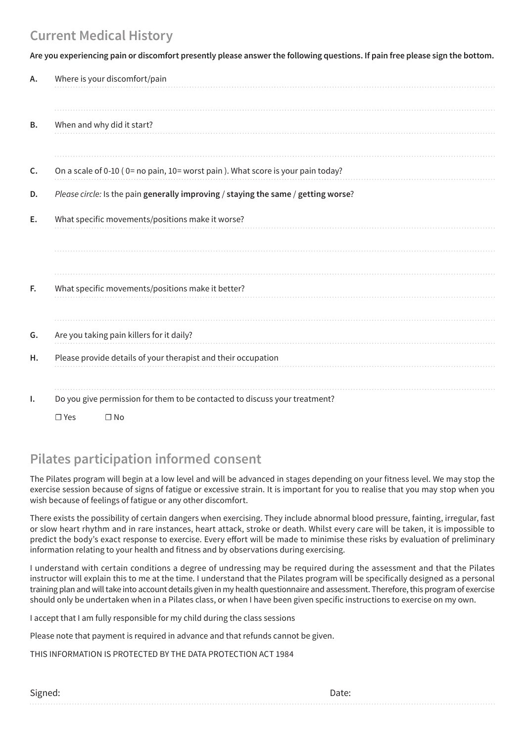## Current Medical History

**Are you experiencing pain or discomfort presently please answer the following questions. If pain free please sign the bottom.**

**A.** Where is your discomfort/pain

**B.** When and why did it start?

**C.** On a scale of 0-10 ( 0= no pain, 10= worst pain ). What score is your pain today?

**D.** *Please circle:* Is the pain **generally improving** / **staying the same** / **getting worse**?

**E.** What specific movements/positions make it worse?

**F.** What specific movements/positions make it better?

**G.** Are you taking pain killers for it daily?

**H.** Please provide details of your therapist and their occupation

**I.** Do you give permission for them to be contacted to discuss your treatment?

☐ Yes ☐ No

## Pilates participation informed consent

The Pilates program will begin at a low level and will be advanced in stages depending on your fitness level. We may stop the exercise session because of signs of fatigue or excessive strain. It is important for you to realise that you may stop when you wish because of feelings of fatigue or any other discomfort.

There exists the possibility of certain dangers when exercising. They include abnormal blood pressure, fainting, irregular, fast or slow heart rhythm and in rare instances, heart attack, stroke or death. Whilst every care will be taken, it is impossible to predict the body's exact response to exercise. Every effort will be made to minimise these risks by evaluation of preliminary information relating to your health and fitness and by observations during exercising.

I understand with certain conditions a degree of undressing may be required during the assessment and that the Pilates instructor will explain this to me at the time. I understand that the Pilates program will be specifically designed as a personal training plan and will take into account details given in my health questionnaire and assessment. Therefore, this program of exercise should only be undertaken when in a Pilates class, or when I have been given specific instructions to exercise on my own.

I accept that I am fully responsible for my child during the class sessions

Please note that payment is required in advance and that refunds cannot be given.

THIS INFORMATION IS PROTECTED BY THE DATA PROTECTION ACT 1984

Signed: Date: